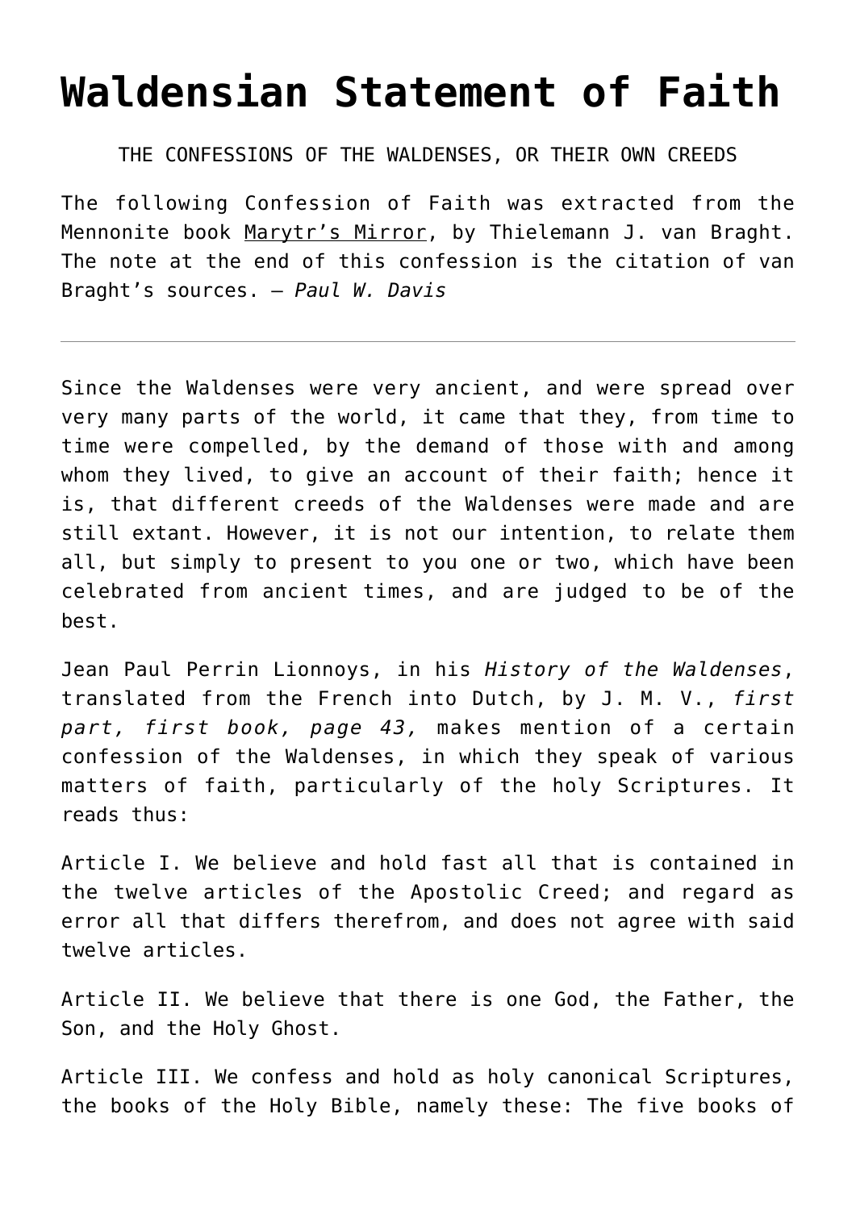# Waldensian Statement of Faith

THE CONFESSIONS OF THE WALDENSES, OR THEIR OWN CREEDS

The following Confession of Faith was extracted from the Mennonite book Marytr's Mirror, by Thielemann J. van Braght. The note at the end of this confession is the citation of van Braght's sources. – *Paul W. Davis*

---

Since the Waldenses were very ancient, and were spread over very many parts of the world, it came that they, from time to time were compelled, by the demand of those with and among whom they lived, to give an account of their faith; hence it is, that different creeds of the Waldenses were made and are still extant. However, it is not our intention, to relate them all, but simply to present to you one or two, which have been celebrated from ancient times, and are judged to be of the best.

Jean Paul Perrin Lionnoys, in his *History of the Waldenses*, translated from the French into Dutch, by J. M. V., *first part, first book, page 43,* makes mention of a certain confession of the Waldenses, in which they speak of various matters of faith, particularly of the holy Scriptures. It reads thus:

Article I. We believe and hold fast all that is contained in the twelve articles of the Apostolic Creed; and regard as error all that differs therefrom, and does not agree with said twelve articles.

Article II. We believe that there is one God, the Father, the Son, and the Holy Ghost.

Article III. We confess and hold as holy canonical Scriptures, the books of the Holy Bible, namely these: The five books of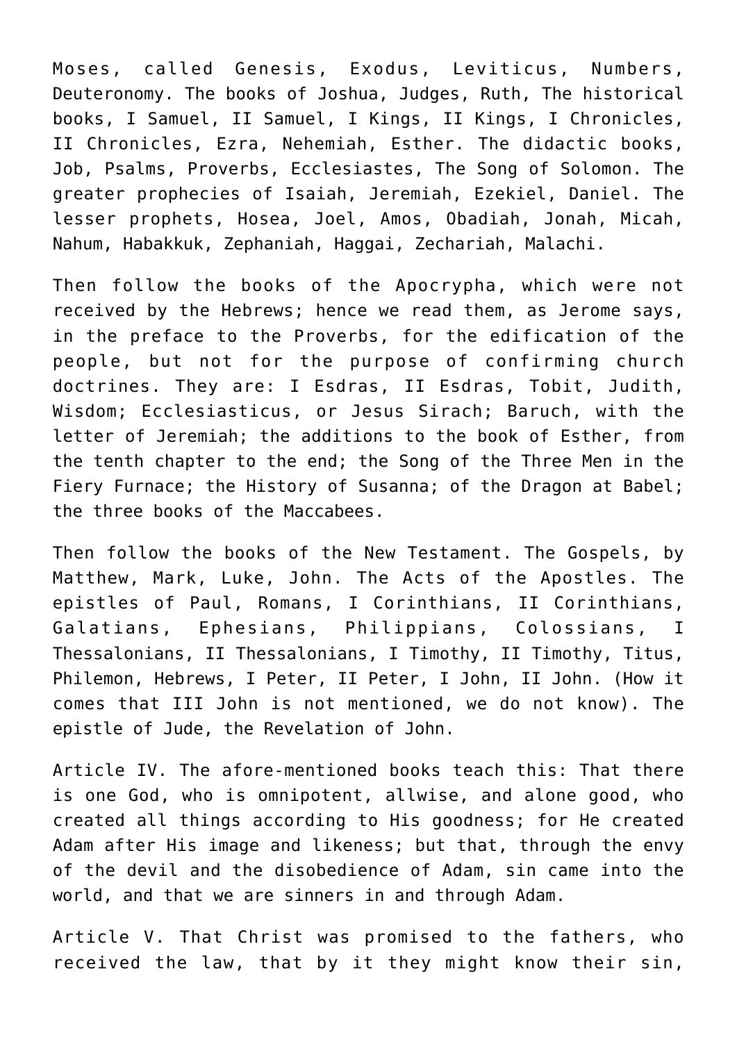Moses, called Genesis, Exodus, Leviticus, Numbers, Deuteronomy. The books of Joshua, Judges, Ruth, The historical books, I Samuel, II Samuel, I Kings, II Kings, I Chronicles, II Chronicles, Ezra, Nehemiah, Esther. The didactic books, Job, Psalms, Proverbs, Ecclesiastes, The Song of Solomon. The greater prophecies of Isaiah, Jeremiah, Ezekiel, Daniel. The lesser prophets, Hosea, Joel, Amos, Obadiah, Jonah, Micah, Nahum, Habakkuk, Zephaniah, Haggai, Zechariah, Malachi.

Then follow the books of the Apocrypha, which were not received by the Hebrews; hence we read them, as Jerome says, in the preface to the Proverbs, for the edification of the people, but not for the purpose of confirming church doctrines. They are: I Esdras, II Esdras, Tobit, Judith, Wisdom; Ecclesiasticus, or Jesus Sirach; Baruch, with the letter of Jeremiah; the additions to the book of Esther, from the tenth chapter to the end; the Song of the Three Men in the Fiery Furnace; the History of Susanna; of the Dragon at Babel; the three books of the Maccabees.

Then follow the books of the New Testament. The Gospels, by Matthew, Mark, Luke, John. The Acts of the Apostles. The epistles of Paul, Romans, I Corinthians, II Corinthians, Galatians, Ephesians, Philippians, Colossians, I Thessalonians, II Thessalonians, I Timothy, II Timothy, Titus, Philemon, Hebrews, I Peter, II Peter, I John, II John. (How it comes that III John is not mentioned, we do not know). The epistle of Jude, the Revelation of John.

Article IV. The afore-mentioned books teach this: That there is one God, who is omnipotent, allwise, and alone good, who created all things according to His goodness; for He created Adam after His image and likeness; but that, through the envy of the devil and the disobedience of Adam, sin came into the world, and that we are sinners in and through Adam.

Article V. That Christ was promised to the fathers, who received the law, that by it they might know their sin,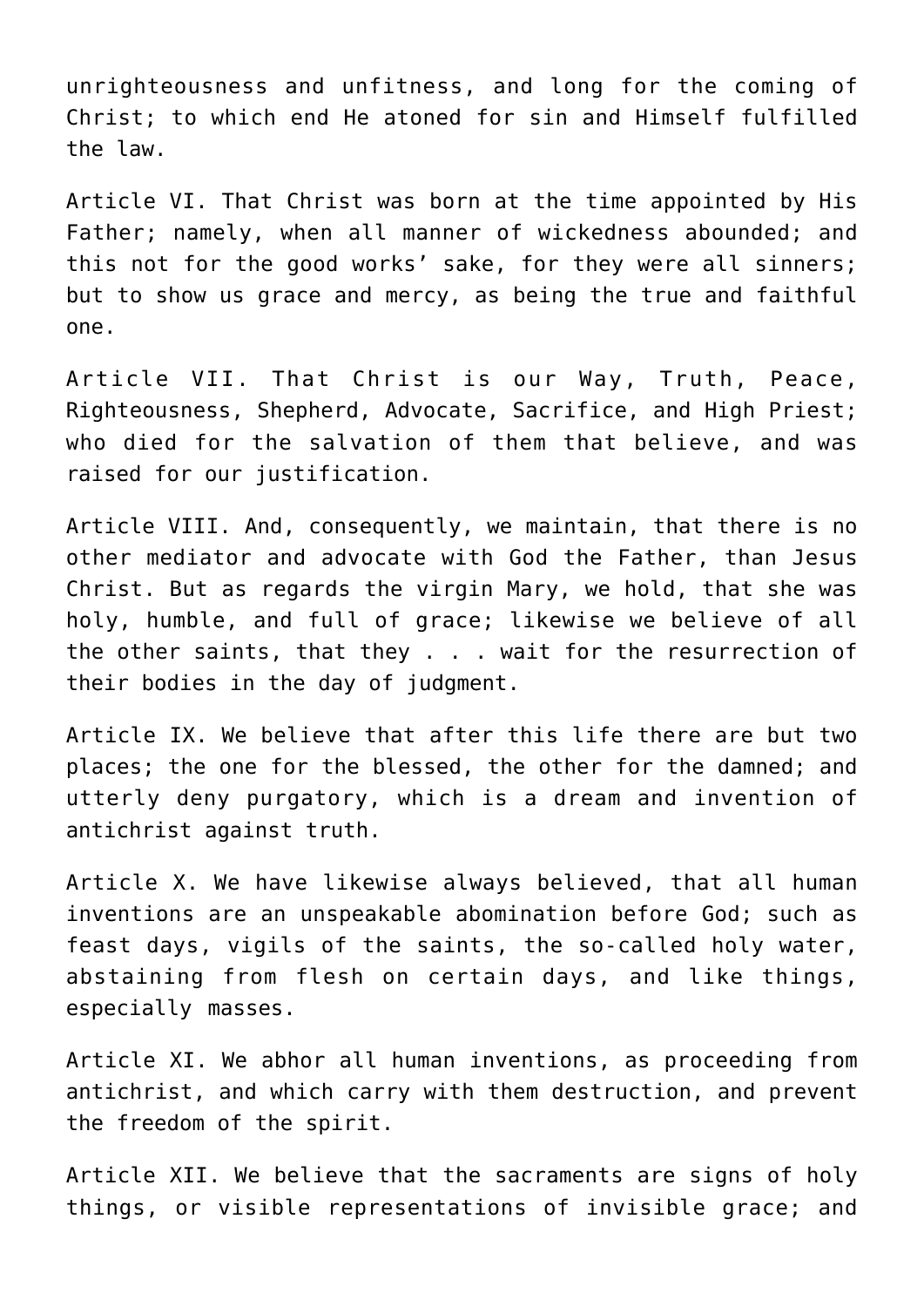unrighteousness and unfitness, and long for the coming of Christ; to which end He atoned for sin and Himself fulfilled the law.

Article VI. That Christ was born at the time appointed by His Father; namely, when all manner of wickedness abounded; and this not for the good works' sake, for they were all sinners; but to show us grace and mercy, as being the true and faithful one.

Article VII. That Christ is our Way, Truth, Peace, Righteousness, Shepherd, Advocate, Sacrifice, and High Priest; who died for the salvation of them that believe, and was raised for our justification.

Article VIII. And, consequently, we maintain, that there is no other mediator and advocate with God the Father, than Jesus Christ. But as regards the virgin Mary, we hold, that she was holy, humble, and full of grace; likewise we believe of all the other saints, that they . . . wait for the resurrection of their bodies in the day of judgment.

Article IX. We believe that after this life there are but two places; the one for the blessed, the other for the damned; and utterly deny purgatory, which is a dream and invention of antichrist against truth.

Article X. We have likewise always believed, that all human inventions are an unspeakable abomination before God; such as feast days, vigils of the saints, the so-called holy water, abstaining from flesh on certain days, and like things, especially masses.

Article XI. We abhor all human inventions, as proceeding from antichrist, and which carry with them destruction, and prevent the freedom of the spirit.

Article XII. We believe that the sacraments are signs of holy things, or visible representations of invisible grace; and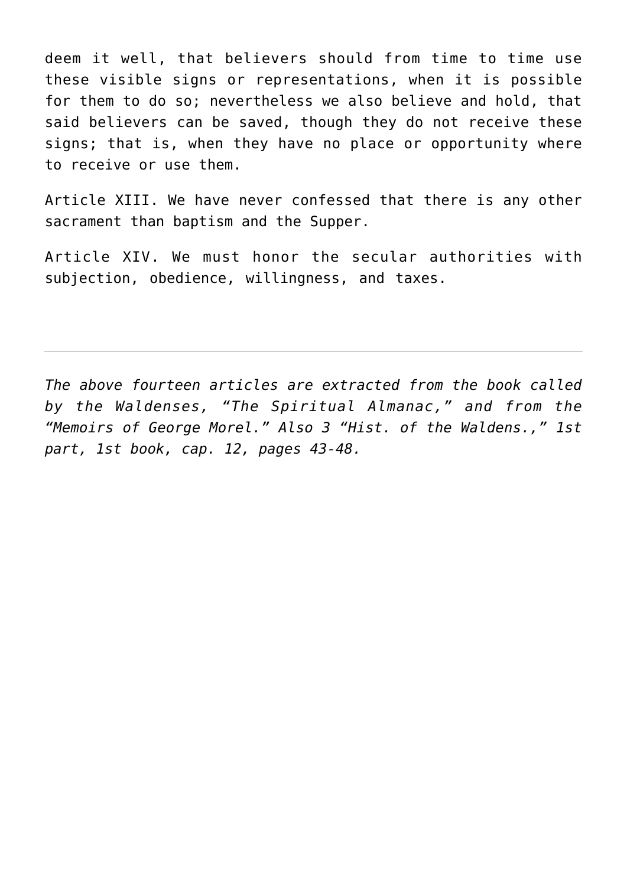deem it well, that believers should from time to time use these visible signs or representations, when it is possible for them to do so; nevertheless we also believe and hold, that said believers can be saved, though they do not receive these signs; that is, when they have no place or opportunity where to receive or use them.

Article XIII. We have never confessed that there is any other sacrament than baptism and the Supper.

Article XIV. We must honor the secular authorities with subjection, obedience, willingness, and taxes.

---

*The above fourteen articles are extracted from the book called by the Waldenses, "The Spiritual Almanac," and from the "Memoirs of George Morel." Also 3 "Hist. of the Waldens.," 1st part, 1st book, cap. 12, pages 43-48.*